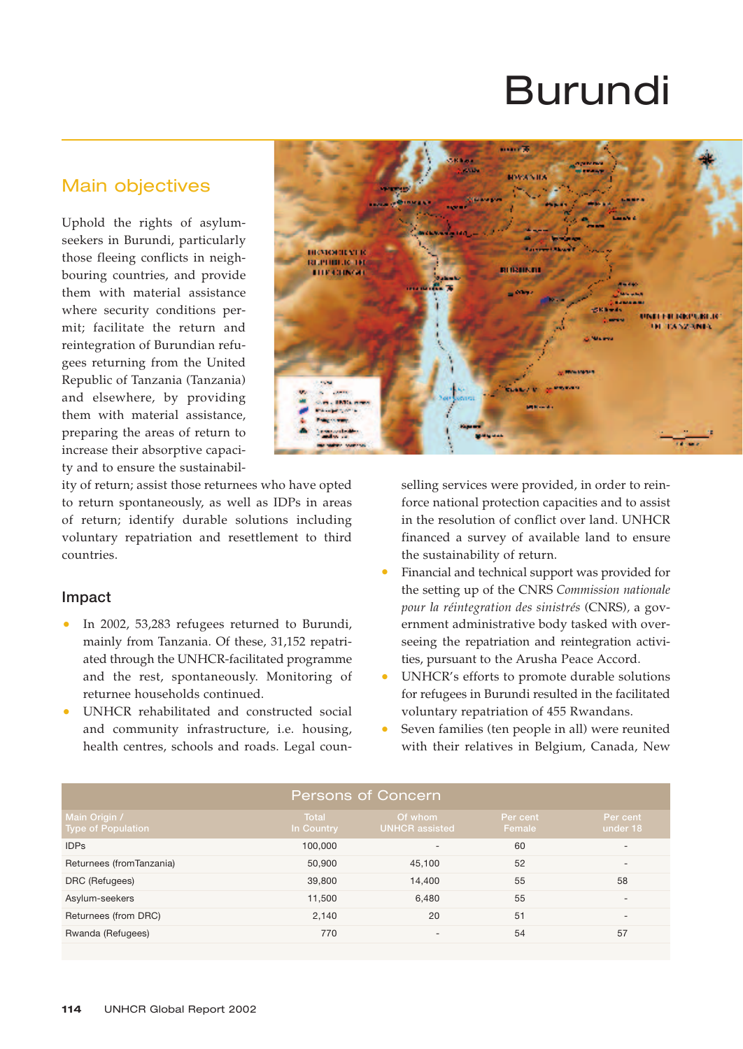# Burundi

## Main objectives

Uphold the rights of asylum-seekers in Burundi, particularly those fleeing conflicts in neighbouring countries, and provide them with material assistance where security conditions permit; facilitate the return and reintegration of Burundian refugees returning from the United Republic of Tanzania (Tanzania) and elsewhere, by providing them with material assistance, preparing the areas of return to increase their absorptive capacity and to ensure the sustainability of return; assist those returnees who have opted to return spontaneously, as well as IDPs in areas of return; identify durable solutions including voluntary repatriation and resettlement to third countries.

### Impact

- In 2002, 53,283 refugees returned to Burundi, mainly from Tanzania. Of these, 31,152 repatriated through the UNHCR-facilitated programme and the rest, spontaneously. Monitoring of returnee households continued.
- UNHCR rehabilitated and constructed social and community infrastructure, i.e. housing, health centres, schools and roads. Legal counselling services were provided, in order to reinforce national protection capacities and to assist in the resolution of conflict over land. UNHCR financed a survey of available land to ensure the sustainability of return.
- Financial and technical support was provided for the setting up of the CNRS *Commission nationale pour la réintegration des sinistrés* (CNRS), a government administrative body tasked with overseeing the repatriation and reintegration activities, pursuant to the Arusha Peace Accord.
- UNHCR's efforts to promote durable solutions for refugees in Burundi resulted in the facilitated voluntary repatriation of 455 Rwandans.
- Seven families (ten people in all) were reunited with their relatives in Belgium, Canada, New

| Persons of Concern | | | | |
|---|---|---|---|---|
| Main Origin / Type of Population | Total In Country | Of whom UNHCR assisted | Per cent Female | Per cent under 18 |
| IDPs | 100,000 | - | 60 | - |
| Returnees (fromTanzania) | 50,900 | 45,100 | 52 | - |
| DRC (Refugees) | 39,800 | 14,400 | 55 | 58 |
| Asylum-seekers | 11,500 | 6,480 | 55 | - |
| Returnees (from DRC) | 2,140 | 20 | 51 | - |
| Rwanda (Refugees) | 770 | - | 54 | 57 |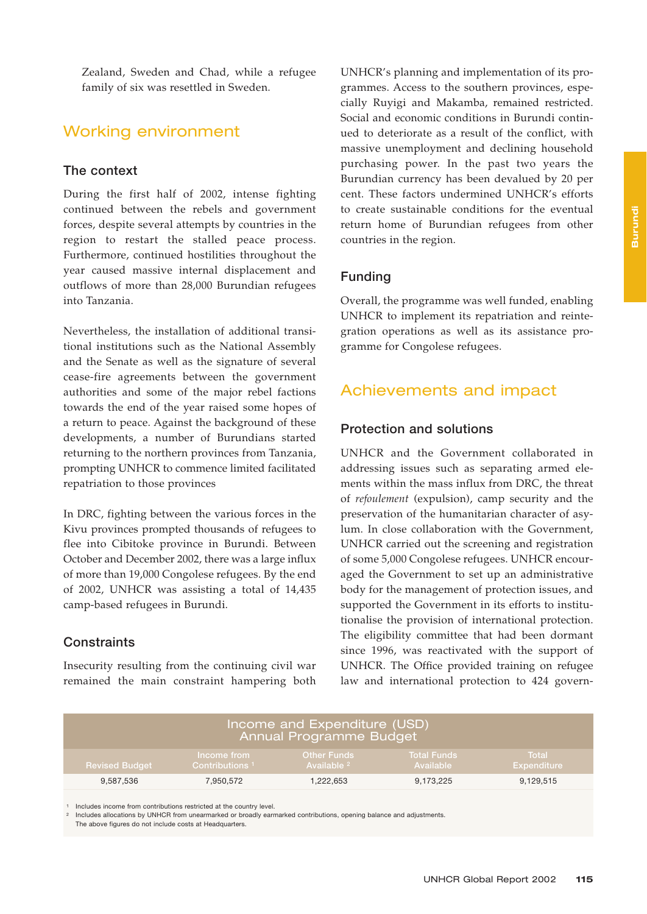Zealand, Sweden and Chad, while a refugee family of six was resettled in Sweden.

## Working environment

### The context

During the first half of 2002, intense fighting continued between the rebels and government forces, despite several attempts by countries in the region to restart the stalled peace process. Furthermore, continued hostilities throughout the year caused massive internal displacement and outflows of more than 28,000 Burundian refugees into Tanzania.

Nevertheless, the installation of additional transitional institutions such as the National Assembly and the Senate as well as the signature of several cease-fire agreements between the government authorities and some of the major rebel factions towards the end of the year raised some hopes of a return to peace. Against the background of these developments, a number of Burundians started returning to the northern provinces from Tanzania, prompting UNHCR to commence limited facilitated repatriation to those provinces

In DRC, fighting between the various forces in the Kivu provinces prompted thousands of refugees to flee into Cibitoke province in Burundi. Between October and December 2002, there was a large influx of more than 19,000 Congolese refugees. By the end of 2002, UNHCR was assisting a total of 14,435 camp-based refugees in Burundi.

### Constraints

Insecurity resulting from the continuing civil war remained the main constraint hampering both UNHCR's planning and implementation of its programmes. Access to the southern provinces, especially Ruyigi and Makamba, remained restricted. Social and economic conditions in Burundi continued to deteriorate as a result of the conflict, with massive unemployment and declining household purchasing power. In the past two years the Burundian currency has been devalued by 20 per cent. These factors undermined UNHCR's efforts to create sustainable conditions for the eventual return home of Burundian refugees from other countries in the region.

### Funding

Overall, the programme was well funded, enabling UNHCR to implement its repatriation and reintegration operations as well as its assistance programme for Congolese refugees.

## Achievements and impact

### Protection and solutions

UNHCR and the Government collaborated in addressing issues such as separating armed elements within the mass influx from DRC, the threat of *refoulement* (expulsion), camp security and the preservation of the humanitarian character of asylum. In close collaboration with the Government, UNHCR carried out the screening and registration of some 5,000 Congolese refugees. UNHCR encouraged the Government to set up an administrative body for the management of protection issues, and supported the Government in its efforts to institutionalise the provision of international protection. The eligibility committee that had been dormant since 1996, was reactivated with the support of UNHCR. The Office provided training on refugee law and international protection to 424 govern-

**Income and Expenditure (USD)**
**Annual Programme Budget**

| Revised Budget | Income from Contributions [1] | Other Funds Available [2] | Total Funds Available | Total Expenditure |
|---|---|---|---|---|
| 9,587,536 | 7,950,572 | 1,222,653 | 9,173,225 | 9,129,515 |

[1] Includes income from contributions restricted at the country level.
[2] Includes allocations by UNHCR from unearmarked or broadly earmarked contributions, opening balance and adjustments.
The above figures do not include costs at Headquarters.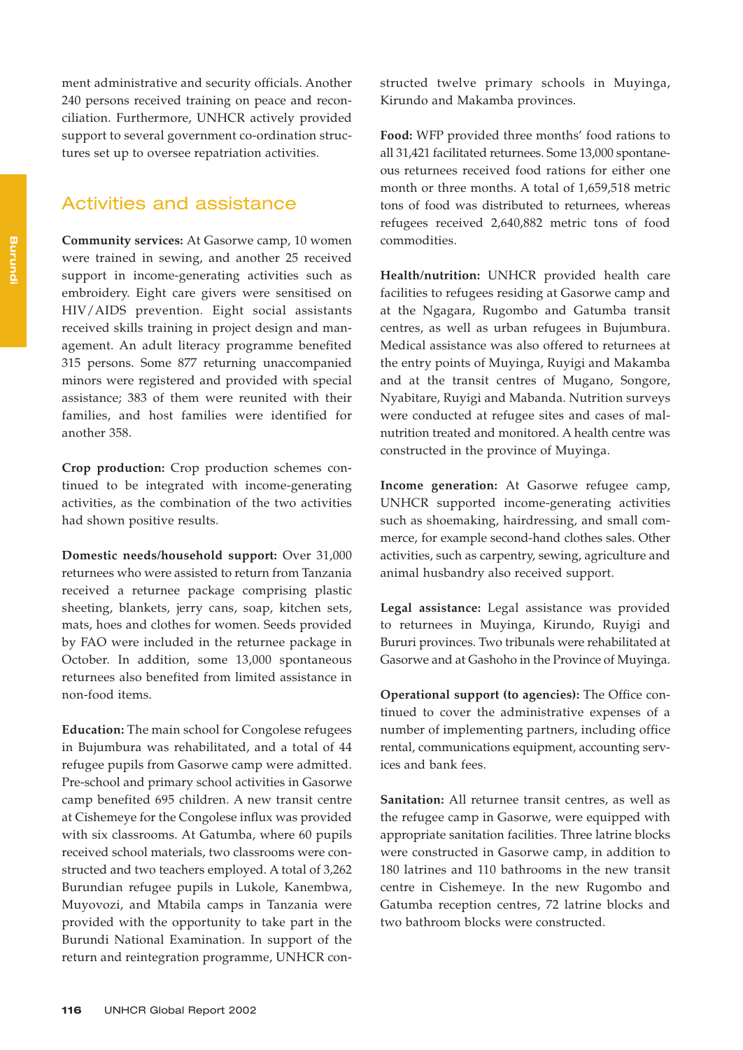ment administrative and security officials. Another 240 persons received training on peace and reconciliation. Furthermore, UNHCR actively provided support to several government co-ordination structures set up to oversee repatriation activities.

## Activities and assistance

**Community services:** At Gasorwe camp, 10 women were trained in sewing, and another 25 received support in income-generating activities such as embroidery. Eight care givers were sensitised on HIV/AIDS prevention. Eight social assistants received skills training in project design and management. An adult literacy programme benefited 315 persons. Some 877 returning unaccompanied minors were registered and provided with special assistance; 383 of them were reunited with their families, and host families were identified for another 358.

**Crop production:** Crop production schemes continued to be integrated with income-generating activities, as the combination of the two activities had shown positive results.

**Domestic needs/household support:** Over 31,000 returnees who were assisted to return from Tanzania received a returnee package comprising plastic sheeting, blankets, jerry cans, soap, kitchen sets, mats, hoes and clothes for women. Seeds provided by FAO were included in the returnee package in October. In addition, some 13,000 spontaneous returnees also benefited from limited assistance in non-food items.

**Education:** The main school for Congolese refugees in Bujumbura was rehabilitated, and a total of 44 refugee pupils from Gasorwe camp were admitted. Pre-school and primary school activities in Gasorwe camp benefited 695 children. A new transit centre at Cishemeye for the Congolese influx was provided with six classrooms. At Gatumba, where 60 pupils received school materials, two classrooms were constructed and two teachers employed. A total of 3,262 Burundian refugee pupils in Lukole, Kanembwa, Muyovozi, and Mtabila camps in Tanzania were provided with the opportunity to take part in the Burundi National Examination. In support of the return and reintegration programme, UNHCR constructed twelve primary schools in Muyinga, Kirundo and Makamba provinces.

**Food:** WFP provided three months' food rations to all 31,421 facilitated returnees. Some 13,000 spontaneous returnees received food rations for either one month or three months. A total of 1,659,518 metric tons of food was distributed to returnees, whereas refugees received 2,640,882 metric tons of food commodities.

**Health/nutrition:** UNHCR provided health care facilities to refugees residing at Gasorwe camp and at the Ngagara, Rugombo and Gatumba transit centres, as well as urban refugees in Bujumbura. Medical assistance was also offered to returnees at the entry points of Muyinga, Ruyigi and Makamba and at the transit centres of Mugano, Songore, Nyabitare, Ruyigi and Mabanda. Nutrition surveys were conducted at refugee sites and cases of malnutrition treated and monitored. A health centre was constructed in the province of Muyinga.

**Income generation:** At Gasorwe refugee camp, UNHCR supported income-generating activities such as shoemaking, hairdressing, and small commerce, for example second-hand clothes sales. Other activities, such as carpentry, sewing, agriculture and animal husbandry also received support.

**Legal assistance:** Legal assistance was provided to returnees in Muyinga, Kirundo, Ruyigi and Bururi provinces. Two tribunals were rehabilitated at Gasorwe and at Gashoho in the Province of Muyinga.

**Operational support (to agencies):** The Office continued to cover the administrative expenses of a number of implementing partners, including office rental, communications equipment, accounting services and bank fees.

**Sanitation:** All returnee transit centres, as well as the refugee camp in Gasorwe, were equipped with appropriate sanitation facilities. Three latrine blocks were constructed in Gasorwe camp, in addition to 180 latrines and 110 bathrooms in the new transit centre in Cishemeye. In the new Rugombo and Gatumba reception centres, 72 latrine blocks and two bathroom blocks were constructed.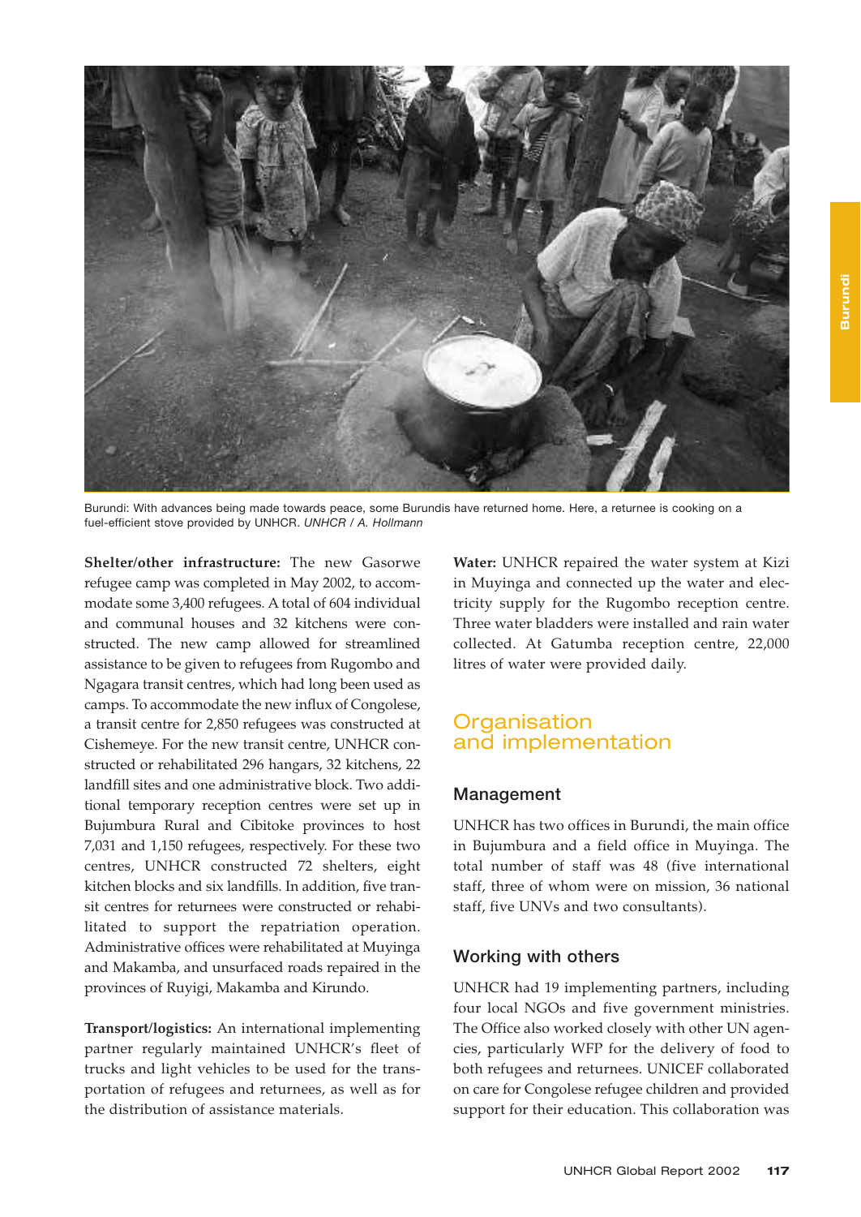Burundi: With advances being made towards peace, some Burundis have returned home. Here, a returnee is cooking on a fuel-efficient stove provided by UNHCR. *UNHCR / A. Hollmann*

**Shelter/other infrastructure:** The new Gasorwe refugee camp was completed in May 2002, to accommodate some 3,400 refugees. A total of 604 individual and communal houses and 32 kitchens were constructed. The new camp allowed for streamlined assistance to be given to refugees from Rugombo and Ngagara transit centres, which had long been used as camps. To accommodate the new influx of Congolese, a transit centre for 2,850 refugees was constructed at Cishemeye. For the new transit centre, UNHCR constructed or rehabilitated 296 hangars, 32 kitchens, 22 landfill sites and one administrative block. Two additional temporary reception centres were set up in Bujumbura Rural and Cibitoke provinces to host 7,031 and 1,150 refugees, respectively. For these two centres, UNHCR constructed 72 shelters, eight kitchen blocks and six landfills. In addition, five transit centres for returnees were constructed or rehabilitated to support the repatriation operation. Administrative offices were rehabilitated at Muyinga and Makamba, and unsurfaced roads repaired in the provinces of Ruyigi, Makamba and Kirundo.

**Transport/logistics:** An international implementing partner regularly maintained UNHCR's fleet of trucks and light vehicles to be used for the transportation of refugees and returnees, as well as for the distribution of assistance materials.

**Water:** UNHCR repaired the water system at Kizi in Muyinga and connected up the water and electricity supply for the Rugombo reception centre. Three water bladders were installed and rain water collected. At Gatumba reception centre, 22,000 litres of water were provided daily.

## Organisation and implementation

### Management

UNHCR has two offices in Burundi, the main office in Bujumbura and a field office in Muyinga. The total number of staff was 48 (five international staff, three of whom were on mission, 36 national staff, five UNVs and two consultants).

### Working with others

UNHCR had 19 implementing partners, including four local NGOs and five government ministries. The Office also worked closely with other UN agencies, particularly WFP for the delivery of food to both refugees and returnees. UNICEF collaborated on care for Congolese refugee children and provided support for their education. This collaboration was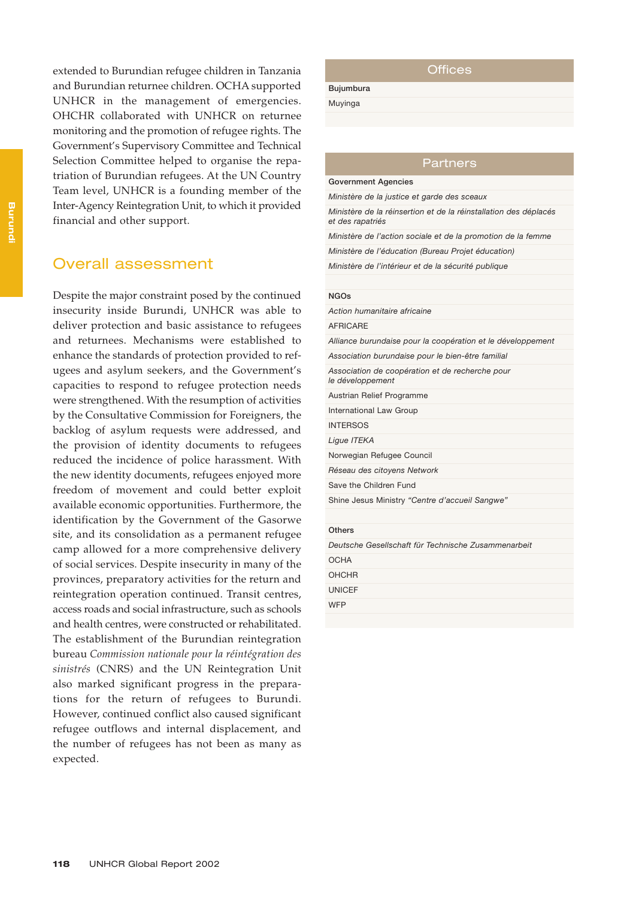extended to Burundian refugee children in Tanzania and Burundian returnee children. OCHA supported UNHCR in the management of emergencies. OHCHR collaborated with UNHCR on returnee monitoring and the promotion of refugee rights. The Government's Supervisory Committee and Technical Selection Committee helped to organise the repatriation of Burundian refugees. At the UN Country Team level, UNHCR is a founding member of the Inter-Agency Reintegration Unit, to which it provided financial and other support.

## Overall assessment

Despite the major constraint posed by the continued insecurity inside Burundi, UNHCR was able to deliver protection and basic assistance to refugees and returnees. Mechanisms were established to enhance the standards of protection provided to refugees and asylum seekers, and the Government's capacities to respond to refugee protection needs were strengthened. With the resumption of activities by the Consultative Commission for Foreigners, the backlog of asylum requests were addressed, and the provision of identity documents to refugees reduced the incidence of police harassment. With the new identity documents, refugees enjoyed more freedom of movement and could better exploit available economic opportunities. Furthermore, the identification by the Government of the Gasorwe site, and its consolidation as a permanent refugee camp allowed for a more comprehensive delivery of social services. Despite insecurity in many of the provinces, preparatory activities for the return and reintegration operation continued. Transit centres, access roads and social infrastructure, such as schools and health centres, were constructed or rehabilitated. The establishment of the Burundian reintegration bureau *Commission nationale pour la réintégration des sinistrés* (CNRS) and the UN Reintegration Unit also marked significant progress in the preparations for the return of refugees to Burundi. However, continued conflict also caused significant refugee outflows and internal displacement, and the number of refugees has not been as many as expected.

| Offices |
|---|
| Bujumbura |
| Muyinga |

| Partners |
|---|
| **Government Agencies** |
| *Ministère de la justice et garde des sceaux* |
| *Ministère de la réinsertion et de la réinstallation des déplacés et des rapatriés* |
| *Ministère de l'action sociale et de la promotion de la femme* |
| *Ministère de l'éducation (Bureau Projet éducation)* |
| *Ministère de l'intérieur et de la sécurité publique* |
| **NGOs** |
| *Action humanitaire africaine* |
| AFRICARE |
| *Alliance burundaise pour la coopération et le développement* |
| *Association burundaise pour le bien-être familial* |
| *Association de coopération et de recherche pour le développement* |
| Austrian Relief Programme |
| International Law Group |
| INTERSOS |
| *Ligue ITEKA* |
| Norwegian Refugee Council |
| *Réseau des citoyens Network* |
| Save the Children Fund |
| Shine Jesus Ministry *"Centre d'accueil Sangwe"* |
| **Others** |
| *Deutsche Gesellschaft für Technische Zusammenarbeit* |
| OCHA |
| OHCHR |
| UNICEF |
| WFP |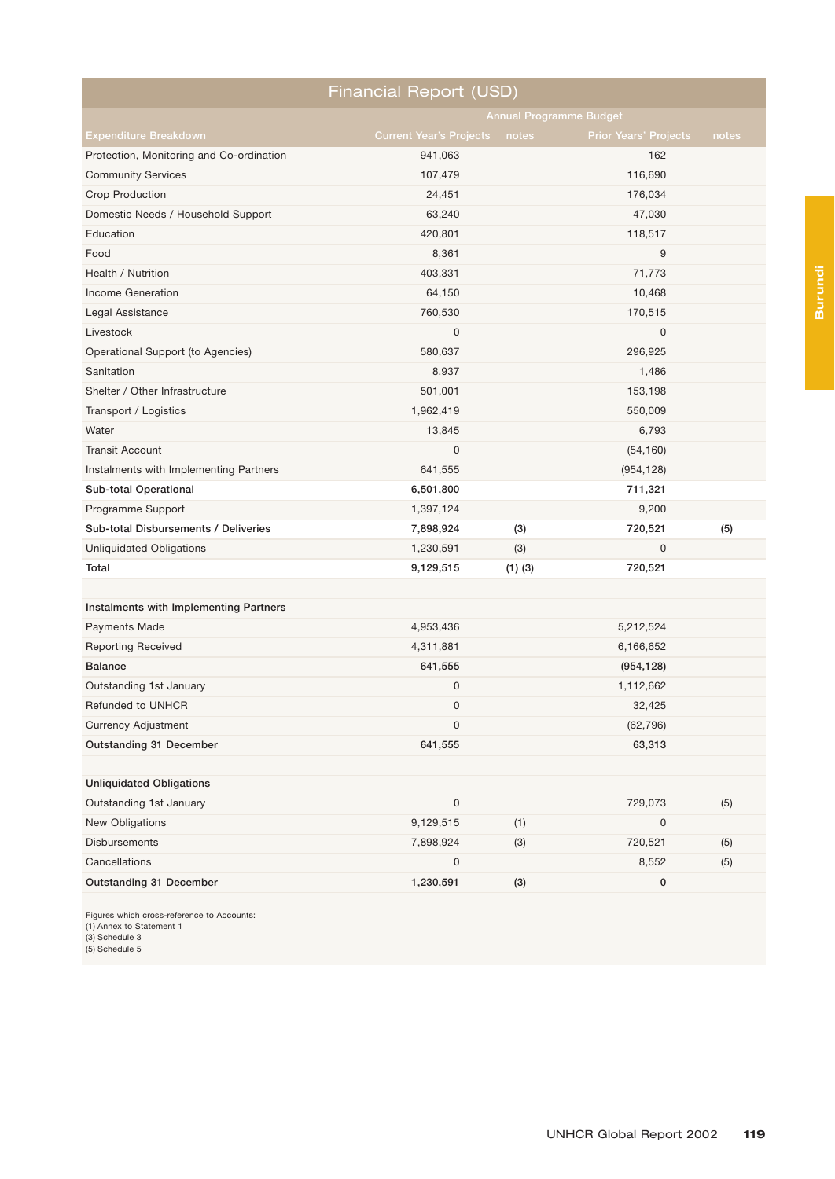## Financial Report (USD)

| Expenditure Breakdown | Annual Programme Budget | | | |
|---|---|---|---|---|
| | Current Year's Projects | notes | Prior Years' Projects | notes |
| Protection, Monitoring and Co-ordination | 941,063 | | 162 | |
| Community Services | 107,479 | | 116,690 | |
| Crop Production | 24,451 | | 176,034 | |
| Domestic Needs / Household Support | 63,240 | | 47,030 | |
| Education | 420,801 | | 118,517 | |
| Food | 8,361 | | 9 | |
| Health / Nutrition | 403,331 | | 71,773 | |
| Income Generation | 64,150 | | 10,468 | |
| Legal Assistance | 760,530 | | 170,515 | |
| Livestock | 0 | | 0 | |
| Operational Support (to Agencies) | 580,637 | | 296,925 | |
| Sanitation | 8,937 | | 1,486 | |
| Shelter / Other Infrastructure | 501,001 | | 153,198 | |
| Transport / Logistics | 1,962,419 | | 550,009 | |
| Water | 13,845 | | 6,793 | |
| Transit Account | 0 | | (54,160) | |
| Instalments with Implementing Partners | 641,555 | | (954,128) | |
| **Sub-total Operational** | **6,501,800** | | **711,321** | |
| Programme Support | 1,397,124 | | 9,200 | |
| **Sub-total Disbursements / Deliveries** | **7,898,924** | (3) | **720,521** | (5) |
| Unliquidated Obligations | 1,230,591 | (3) | 0 | |
| **Total** | **9,129,515** | (1) (3) | **720,521** | |
| | | | | |
| **Instalments with Implementing Partners** | | | | |
| Payments Made | 4,953,436 | | 5,212,524 | |
| Reporting Received | 4,311,881 | | 6,166,652 | |
| **Balance** | **641,555** | | **(954,128)** | |
| Outstanding 1st January | 0 | | 1,112,662 | |
| Refunded to UNHCR | 0 | | 32,425 | |
| Currency Adjustment | 0 | | (62,796) | |
| **Outstanding 31 December** | **641,555** | | **63,313** | |
| | | | | |
| **Unliquidated Obligations** | | | | |
| Outstanding 1st January | 0 | | 729,073 | (5) |
| New Obligations | 9,129,515 | (1) | 0 | |
| Disbursements | 7,898,924 | (3) | 720,521 | (5) |
| Cancellations | 0 | | 8,552 | (5) |
| **Outstanding 31 December** | **1,230,591** | (3) | **0** | |

Figures which cross-reference to Accounts:
(1) Annex to Statement 1
(3) Schedule 3
(5) Schedule 5